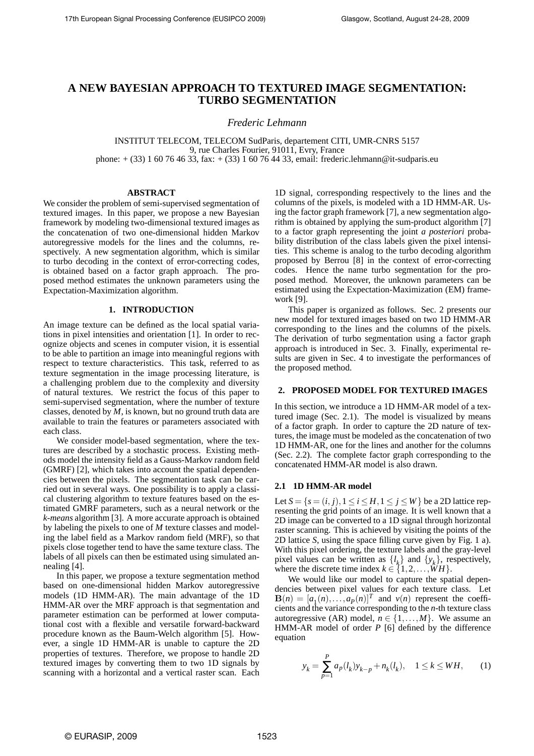# A NEW BAYESIAN APPROACH TO TEXTURED IMAGE SEGMENTATION: TURBO SEGMENTATION

*Frederic Lehmann*

INSTITUT TELECOM, TELECOM SudParis, departement CITI, UMR-CNRS 5157
9, rue Charles Fourier, 91011, Evry, France
phone: + (33) 1 60 76 46 33, fax: + (33) 1 60 76 44 33, email: frederic.lehmann@it-sudparis.eu

## ABSTRACT

We consider the problem of semi-supervised segmentation of textured images. In this paper, we propose a new Bayesian framework by modeling two-dimensional textured images as the concatenation of two one-dimensional hidden Markov autoregressive models for the lines and the columns, respectively. A new segmentation algorithm, which is similar to turbo decoding in the context of error-correcting codes, is obtained based on a factor graph approach. The proposed method estimates the unknown parameters using the Expectation-Maximization algorithm.

## 1. INTRODUCTION

An image texture can be defined as the local spatial variations in pixel intensities and orientation [1]. In order to recognize objects and scenes in computer vision, it is essential to be able to partition an image into meaningful regions with respect to texture characteristics. This task, referred to as texture segmentation in the image processing literature, is a challenging problem due to the complexity and diversity of natural textures. We restrict the focus of this paper to semi-supervised segmentation, where the number of texture classes, denoted by $M$, is known, but no ground truth data are available to train the features or parameters associated with each class.

We consider model-based segmentation, where the textures are described by a stochastic process. Existing methods model the intensity field as a Gauss-Markov random field (GMRF) [2], which takes into account the spatial dependencies between the pixels. The segmentation task can be carried out in several ways. One possibility is to apply a classical clustering algorithm to texture features based on the estimated GMRF parameters, such as a neural network or the *k-means* algorithm [3]. A more accurate approach is obtained by labeling the pixels to one of $M$ texture classes and modeling the label field as a Markov random field (MRF), so that pixels close together tend to have the same texture class. The labels of all pixels can then be estimated using simulated annealing [4].

In this paper, we propose a texture segmentation method based on one-dimensional hidden Markov autoregressive models (1D HMM-AR). The main advantage of the 1D HMM-AR over the MRF approach is that segmentation and parameter estimation can be performed at lower computational cost with a flexible and versatile forward-backward procedure known as the Baum-Welch algorithm [5]. However, a single 1D HMM-AR is unable to capture the 2D properties of textures. Therefore, we propose to handle 2D textured images by converting them to two 1D signals by scanning with a horizontal and a vertical raster scan. Each 1D signal, corresponding respectively to the lines and the columns of the pixels, is modeled with a 1D HMM-AR. Using the factor graph framework [7], a new segmentation algorithm is obtained by applying the sum-product algorithm [7] to a factor graph representing the joint *a posteriori* probability distribution of the class labels given the pixel intensities. This scheme is analog to the turbo decoding algorithm proposed by Berrou [8] in the context of error-correcting codes. Hence the name turbo segmentation for the proposed method. Moreover, the unknown parameters can be estimated using the Expectation-Maximization (EM) framework [9].

This paper is organized as follows. Sec. 2 presents our new model for textured images based on two 1D HMM-AR corresponding to the lines and the columns of the pixels. The derivation of turbo segmentation using a factor graph approach is introduced in Sec. 3. Finally, experimental results are given in Sec. 4 to investigate the performances of the proposed method.

## 2. PROPOSED MODEL FOR TEXTURED IMAGES

In this section, we introduce a 1D HMM-AR model of a textured image (Sec. 2.1). The model is visualized by means of a factor graph. In order to capture the 2D nature of textures, the image must be modeled as the concatenation of two 1D HMM-AR, one for the lines and another for the columns (Sec. 2.2). The complete factor graph corresponding to the concatenated HMM-AR model is also drawn.

### 2.1 1D HMM-AR model

Let $S = \{s = (i, j), 1 \leq i \leq H, 1 \leq j \leq W\}$ be a 2D lattice representing the grid points of an image. It is well known that a 2D image can be converted to a 1D signal through horizontal raster scanning. This is achieved by visiting the points of the 2D lattice $S$, using the space filling curve given by Fig. 1 a). With this pixel ordering, the texture labels and the gray-level pixel values can be written as $\{l_k\}$ and $\{y_k\}$, respectively, where the discrete time index $k \in \{1, 2, \ldots, WH\}$.

We would like our model to capture the spatial dependencies between pixel values for each texture class. Let $\mathbf{B}(n) = [a_1(n), \ldots, a_P(n)]^T$ and $v(n)$ represent the coefficients and the variance corresponding to the $n$-th texture class autoregressive (AR) model, $n \in \{1, \ldots, M\}$. We assume an HMM-AR model of order $P$ [6] defined by the difference equation

$$y_k = \sum_{p=1}^{P} a_p(l_k) y_{k-p} + n_k(l_k), \quad 1 \leq k \leq WH, \tag{1}$$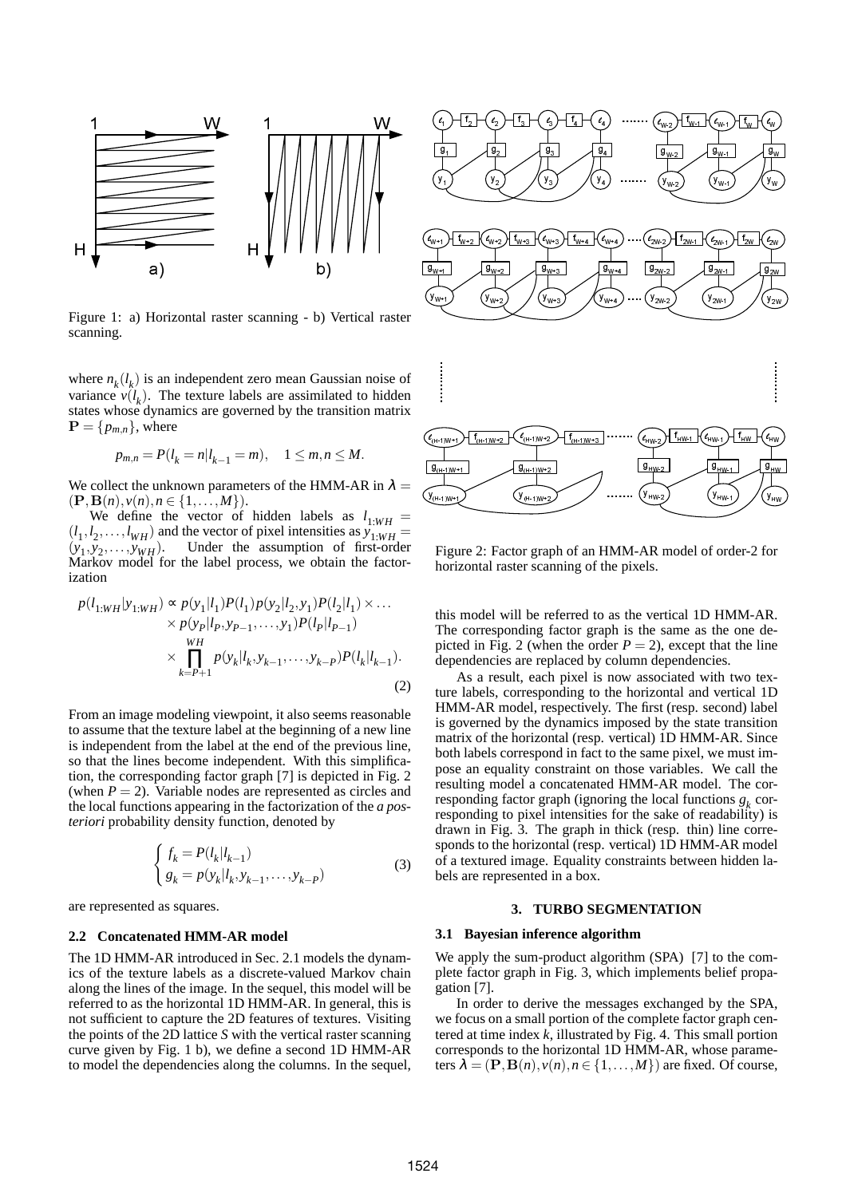Figure 1: a) Horizontal raster scanning - b) Vertical raster scanning.

where $n_k(l_k)$ is an independent zero mean Gaussian noise of variance $v(l_k)$. The texture labels are assimilated to hidden states whose dynamics are governed by the transition matrix $\mathbf{P} = \{p_{m,n}\}$, where

$$p_{m,n} = P(l_k = n | l_{k-1} = m), \quad 1 \leq m,n \leq M.$$

We collect the unknown parameters of the HMM-AR in $\lambda = (\mathbf{P}, \mathbf{B}(n), v(n), n \in \{1,\ldots,M\})$.

We define the vector of hidden labels as $l_{1:WH} = (l_1, l_2, \ldots, l_{WH})$ and the vector of pixel intensities as $y_{1:WH} = (y_1, y_2, \ldots, y_{WH})$. Under the assumption of first-order Markov model for the label process, we obtain the factorization

$$\begin{aligned} p(l_{1:WH}|y_{1:WH}) \propto\ & p(y_1|l_1)P(l_1)p(y_2|l_2,y_1)P(l_2|l_1) \times \ldots \\ & \times p(y_P|l_P, y_{P-1}, \ldots, y_1)P(l_P|l_{P-1}) \\ & \times \prod_{k=P+1}^{WH} p(y_k|l_k, y_{k-1}, \ldots, y_{k-P})P(l_k|l_{k-1}). \end{aligned} \tag{2}$$

From an image modeling viewpoint, it also seems reasonable to assume that the texture label at the beginning of a new line is independent from the label at the end of the previous line, so that the lines become independent. With this simplification, the corresponding factor graph [7] is depicted in Fig. 2 (when $P = 2$). Variable nodes are represented as circles and the local functions appearing in the factorization of the *a posteriori* probability density function, denoted by

$$\begin{cases} f_k = P(l_k|l_{k-1}) \\ g_k = p(y_k|l_k, y_{k-1}, \ldots, y_{k-P}) \end{cases} \tag{3}$$

are represented as squares.

### 2.2 Concatenated HMM-AR model

The 1D HMM-AR introduced in Sec. 2.1 models the dynamics of the texture labels as a discrete-valued Markov chain along the lines of the image. In the sequel, this model will be referred to as the horizontal 1D HMM-AR. In general, this is not sufficient to capture the 2D features of textures. Visiting the points of the 2D lattice *S* with the vertical raster scanning curve given by Fig. 1 b), we define a second 1D HMM-AR to model the dependencies along the columns. In the sequel, this model will be referred to as the vertical 1D HMM-AR. The corresponding factor graph is the same as the one depicted in Fig. 2 (when the order $P = 2$), except that the line dependencies are replaced by column dependencies.

Figure 2: Factor graph of an HMM-AR model of order-2 for horizontal raster scanning of the pixels.

As a result, each pixel is now associated with two texture labels, corresponding to the horizontal and vertical 1D HMM-AR model, respectively. The first (resp. second) label is governed by the dynamics imposed by the state transition matrix of the horizontal (resp. vertical) 1D HMM-AR. Since both labels correspond in fact to the same pixel, we must impose an equality constraint on those variables. We call the resulting model a concatenated HMM-AR model. The corresponding factor graph (ignoring the local functions $g_k$ corresponding to pixel intensities for the sake of readability) is drawn in Fig. 3. The graph in thick (resp. thin) line corresponds to the horizontal (resp. vertical) 1D HMM-AR model of a textured image. Equality constraints between hidden labels are represented in a box.

## 3. TURBO SEGMENTATION

### 3.1 Bayesian inference algorithm

We apply the sum-product algorithm (SPA) [7] to the complete factor graph in Fig. 3, which implements belief propagation [7].

In order to derive the messages exchanged by the SPA, we focus on a small portion of the complete factor graph centered at time index *k*, illustrated by Fig. 4. This small portion corresponds to the horizontal 1D HMM-AR, whose parameters $\lambda = (\mathbf{P}, \mathbf{B}(n), v(n), n \in \{1,\ldots,M\})$ are fixed. Of course,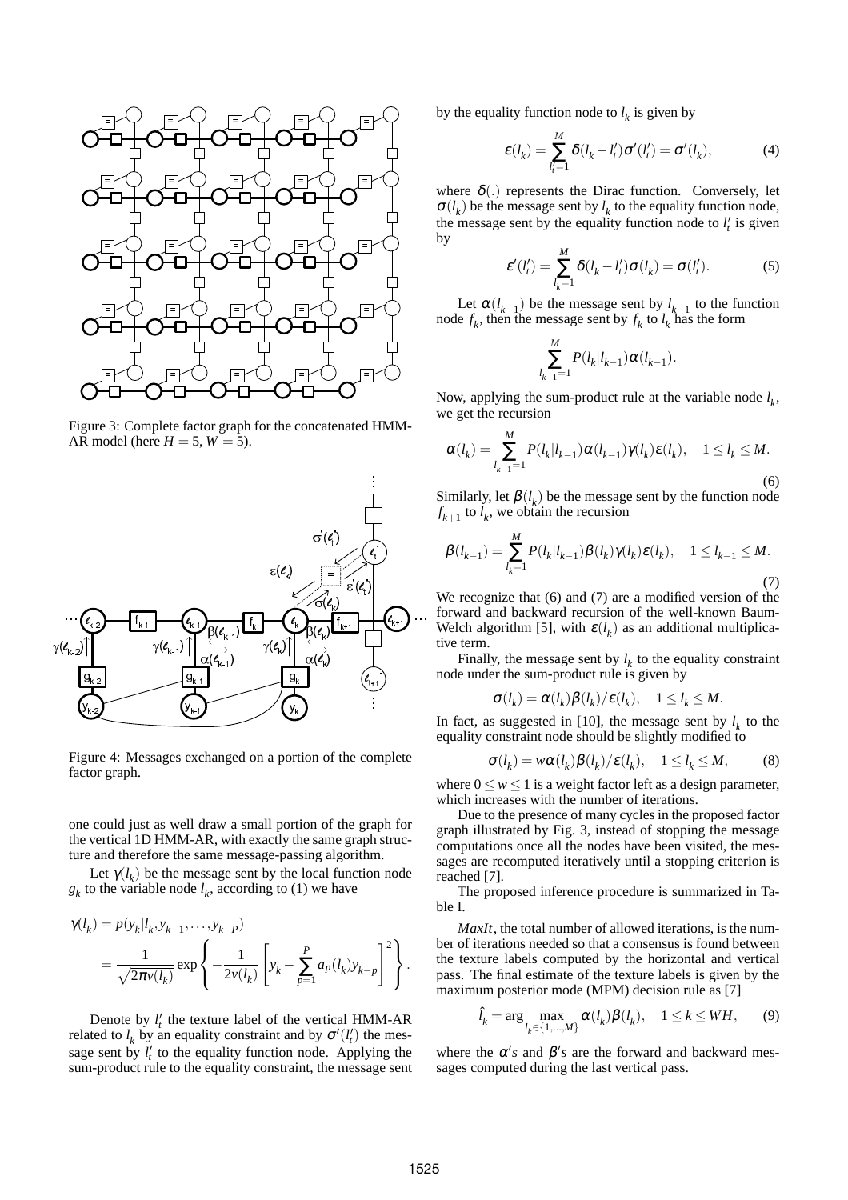Figure 3: Complete factor graph for the concatenated HMM-AR model (here $H = 5, W = 5$).

Figure 4: Messages exchanged on a portion of the complete factor graph.

one could just as well draw a small portion of the graph for the vertical 1D HMM-AR, with exactly the same graph structure and therefore the same message-passing algorithm.

Let $\gamma(l_k)$ be the message sent by the local function node $g_k$ to the variable node $l_k$, according to (1) we have

$$\gamma(l_k) = p(y_k|l_k, y_{k-1}, \ldots, y_{k-P}) = \frac{1}{\sqrt{2\pi v(l_k)}} \exp\left\{ -\frac{1}{2v(l_k)} \left[ y_k - \sum_{p=1}^{P} a_p(l_k) y_{k-p} \right]^2 \right\}.$$

Denote by $l'_t$ the texture label of the vertical HMM-AR related to $l_k$ by an equality constraint and by $\sigma'(l'_t)$ the message sent by $l'_t$ to the equality function node. Applying the sum-product rule to the equality constraint, the message sent by the equality function node to $l_k$ is given by

$$\varepsilon(l_k) = \sum_{l'_t=1}^{M} \delta(l_k - l'_t)\sigma'(l'_t) = \sigma'(l_k), \tag{4}$$

where $\delta(.)$ represents the Dirac function. Conversely, let $\sigma(l_k)$ be the message sent by $l_k$ to the equality function node, the message sent by the equality function node to $l'_t$ is given by

$$\varepsilon'(l'_t) = \sum_{l_k=1}^{M} \delta(l_k - l'_t)\sigma(l_k) = \sigma(l'_t). \tag{5}$$

Let $\alpha(l_{k-1})$ be the message sent by $l_{k-1}$ to the function node $f_k$, then the message sent by $f_k$ to $l_k$ has the form

$$\sum_{l_{k-1}=1}^{M} P(l_k|l_{k-1})\alpha(l_{k-1}).$$

Now, applying the sum-product rule at the variable node $l_k$, we get the recursion

$$\alpha(l_k) = \sum_{l_{k-1}=1}^{M} P(l_k|l_{k-1})\alpha(l_{k-1})\gamma(l_k)\varepsilon(l_k), \quad 1 \le l_k \le M. \tag{6}$$

Similarly, let $\beta(l_k)$ be the message sent by the function node $f_{k+1}$ to $l_k$, we obtain the recursion

$$\beta(l_{k-1}) = \sum_{l_k=1}^{M} P(l_k|l_{k-1})\beta(l_k)\gamma(l_k)\varepsilon(l_k), \quad 1 \le l_{k-1} \le M. \tag{7}$$

We recognize that (6) and (7) are a modified version of the forward and backward recursion of the well-known Baum-Welch algorithm [5], with $\varepsilon(l_k)$ as an additional multiplicative term.

Finally, the message sent by $l_k$ to the equality constraint node under the sum-product rule is given by

$$\sigma(l_k) = \alpha(l_k)\beta(l_k)/\varepsilon(l_k), \quad 1 \le l_k \le M.$$

In fact, as suggested in [10], the message sent by $l_k$ to the equality constraint node should be slightly modified to

$$\sigma(l_k) = w\alpha(l_k)\beta(l_k)/\varepsilon(l_k), \quad 1 \le l_k \le M, \tag{8}$$

where $0 \le w \le 1$ is a weight factor left as a design parameter, which increases with the number of iterations.

Due to the presence of many cycles in the proposed factor graph illustrated by Fig. 3, instead of stopping the message computations once all the nodes have been visited, the messages are recomputed iteratively until a stopping criterion is reached [7].

The proposed inference procedure is summarized in Table I.

*MaxIt*, the total number of allowed iterations, is the number of iterations needed so that a consensus is found between the texture labels computed by the horizontal and vertical pass. The final estimate of the texture labels is given by the maximum posterior mode (MPM) decision rule as [7]

$$\hat{l}_k = \arg \max_{l_k \in \{1,\ldots,M\}} \alpha(l_k)\beta(l_k), \quad 1 \le k \le WH, \tag{9}$$

where the $\alpha's$ and $\beta's$ are the forward and backward messages computed during the last vertical pass.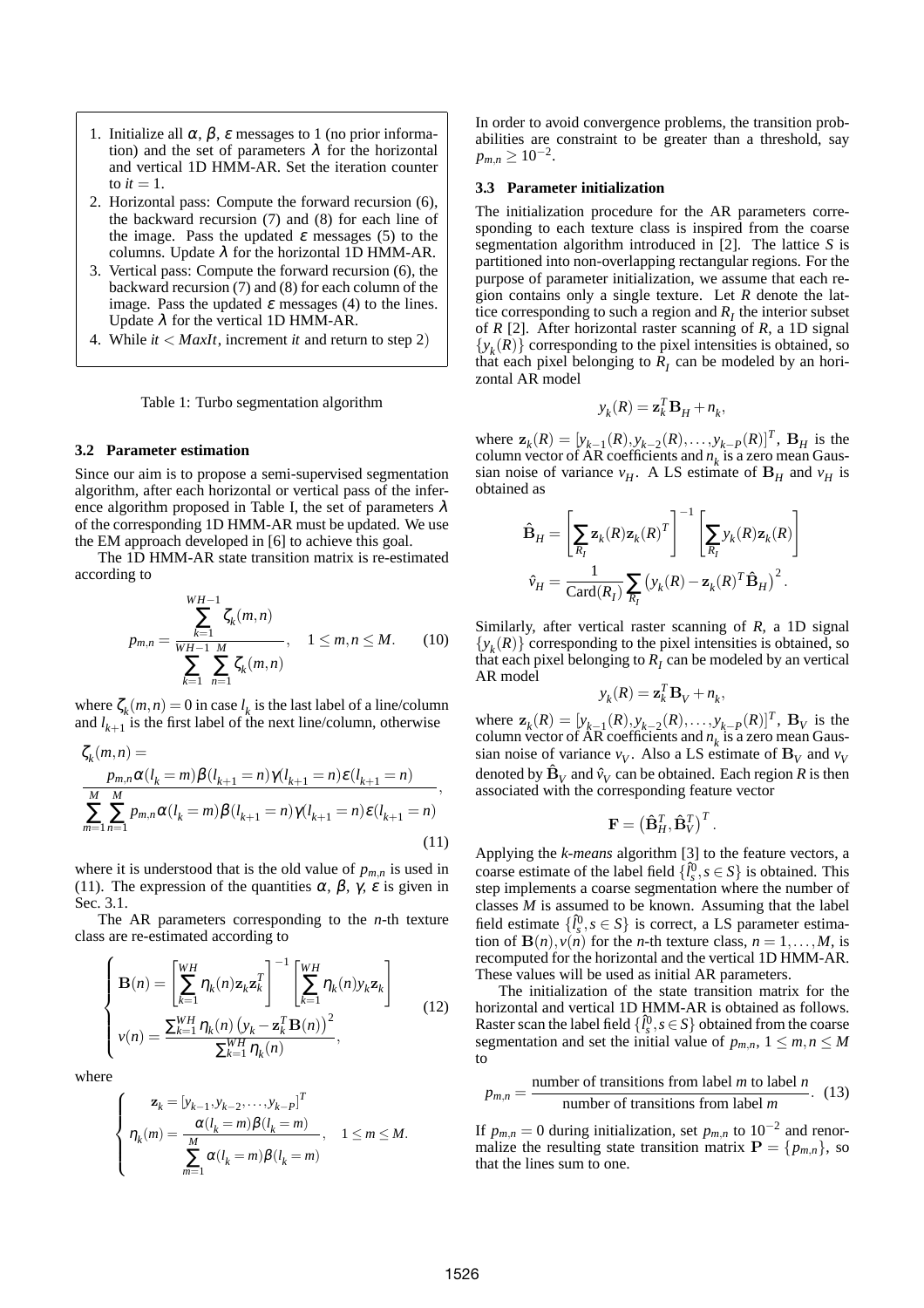1. Initialize all $\alpha$, $\beta$, $\varepsilon$ messages to 1 (no prior information) and the set of parameters $\lambda$ for the horizontal and vertical 1D HMM-AR. Set the iteration counter to $it = 1$.
2. Horizontal pass: Compute the forward recursion (6), the backward recursion (7) and (8) for each line of the image. Pass the updated $\varepsilon$ messages (5) to the columns. Update $\lambda$ for the horizontal 1D HMM-AR.
3. Vertical pass: Compute the forward recursion (6), the backward recursion (7) and (8) for each column of the image. Pass the updated $\varepsilon$ messages (4) to the lines. Update $\lambda$ for the vertical 1D HMM-AR.
4. While $it < MaxIt$, increment $it$ and return to step 2)

Table 1: Turbo segmentation algorithm

### 3.2 Parameter estimation

Since our aim is to propose a semi-supervised segmentation algorithm, after each horizontal or vertical pass of the inference algorithm proposed in Table I, the set of parameters $\lambda$ of the corresponding 1D HMM-AR must be updated. We use the EM approach developed in [6] to achieve this goal.

The 1D HMM-AR state transition matrix is re-estimated according to

$$p_{m,n} = \frac{\sum_{k=1}^{WH-1} \zeta_k(m,n)}{\sum_{k=1}^{WH-1} \sum_{n=1}^{M} \zeta_k(m,n)}, \quad 1 \leq m,n \leq M. \tag{10}$$

where $\zeta_k(m,n) = 0$ in case $l_k$ is the last label of a line/column and $l_{k+1}$ is the first label of the next line/column, otherwise

$$\zeta_k(m,n) = \frac{p_{m,n}\alpha(l_k = m)\beta(l_{k+1} = n)\gamma(l_{k+1} = n)\varepsilon(l_{k+1} = n)}{\sum_{m=1}^{M}\sum_{n=1}^{M} p_{m,n}\alpha(l_k = m)\beta(l_{k+1} = n)\gamma(l_{k+1} = n)\varepsilon(l_{k+1} = n)}, \tag{11}$$

where it is understood that is the old value of $p_{m,n}$ is used in (11). The expression of the quantities $\alpha$, $\beta$, $\gamma$, $\varepsilon$ is given in Sec. 3.1.

The AR parameters corresponding to the $n$-th texture class are re-estimated according to

$$\begin{cases} \mathbf{B}(n) = \left[\sum_{k=1}^{WH} \eta_k(n)\mathbf{z}_k\mathbf{z}_k^T\right]^{-1}\left[\sum_{k=1}^{WH} \eta_k(n) y_k \mathbf{z}_k\right] \\ v(n) = \dfrac{\sum_{k=1}^{WH} \eta_k(n)\left(y_k - \mathbf{z}_k^T\mathbf{B}(n)\right)^2}{\sum_{k=1}^{WH} \eta_k(n)}, \end{cases} \tag{12}$$

where

$$\begin{cases} \mathbf{z}_k = [y_{k-1}, y_{k-2}, \ldots, y_{k-P}]^T \\ \eta_k(m) = \dfrac{\alpha(l_k = m)\beta(l_k = m)}{\sum_{m=1}^{M} \alpha(l_k = m)\beta(l_k = m)}, \quad 1 \leq m \leq M. \end{cases}$$

In order to avoid convergence problems, the transition probabilities are constraint to be greater than a threshold, say $p_{m,n} \geq 10^{-2}$.

### 3.3 Parameter initialization

The initialization procedure for the AR parameters corresponding to each texture class is inspired from the coarse segmentation algorithm introduced in [2]. The lattice $S$ is partitioned into non-overlapping rectangular regions. For the purpose of parameter initialization, we assume that each region contains only a single texture. Let $R$ denote the lattice corresponding to such a region and $R_I$ the interior subset of $R$ [2]. After horizontal raster scanning of $R$, a 1D signal $\{y_k(R)\}$ corresponding to the pixel intensities is obtained, so that each pixel belonging to $R_I$ can be modeled by an horizontal AR model

$$y_k(R) = \mathbf{z}_k^T \mathbf{B}_H + n_k,$$

where $\mathbf{z}_k(R) = [y_{k-1}(R), y_{k-2}(R), \ldots, y_{k-P}(R)]^T$, $\mathbf{B}_H$ is the column vector of AR coefficients and $n_k$ is a zero mean Gaussian noise of variance $v_H$. A LS estimate of $\mathbf{B}_H$ and $v_H$ is obtained as

$$\hat{\mathbf{B}}_H = \left[\sum_{R_I} \mathbf{z}_k(R)\mathbf{z}_k(R)^T\right]^{-1}\left[\sum_{R_I} y_k(R)\mathbf{z}_k(R)\right]$$

$$\hat{v}_H = \frac{1}{\mathrm{Card}(R_I)}\sum_{R_I}\left(y_k(R) - \mathbf{z}_k(R)^T\hat{\mathbf{B}}_H\right)^2.$$

Similarly, after vertical raster scanning of $R$, a 1D signal $\{y_k(R)\}$ corresponding to the pixel intensities is obtained, so that each pixel belonging to $R_I$ can be modeled by an vertical AR model

$$y_k(R) = \mathbf{z}_k^T \mathbf{B}_V + n_k,$$

where $\mathbf{z}_k(R) = [y_{k-1}(R), y_{k-2}(R), \ldots, y_{k-P}(R)]^T$, $\mathbf{B}_V$ is the column vector of AR coefficients and $n_k$ is a zero mean Gaussian noise of variance $v_V$. Also a LS estimate of $\mathbf{B}_V$ and $v_V$ denoted by $\hat{\mathbf{B}}_V$ and $\hat{v}_V$ can be obtained. Each region $R$ is then associated with the corresponding feature vector

$$\mathbf{F} = \left(\hat{\mathbf{B}}_H^T, \hat{\mathbf{B}}_V^T\right)^T.$$

Applying the *k-means* algorithm [3] to the feature vectors, a coarse estimate of the label field $\{\hat{l}_s^0, s \in S\}$ is obtained. This step implements a coarse segmentation where the number of classes $M$ is assumed to be known. Assuming that the label field estimate $\{\hat{l}_s^0, s \in S\}$ is correct, a LS parameter estimation of $\mathbf{B}(n), v(n)$ for the $n$-th texture class, $n = 1, \ldots, M$, is recomputed for the horizontal and the vertical 1D HMM-AR. These values will be used as initial AR parameters.

The initialization of the state transition matrix for the horizontal and vertical 1D HMM-AR is obtained as follows. Raster scan the label field $\{\hat{l}_s^0, s \in S\}$ obtained from the coarse segmentation and set the initial value of $p_{m,n}$, $1 \leq m,n \leq M$ to

$$p_{m,n} = \frac{\text{number of transitions from label } m \text{ to label } n}{\text{number of transitions from label } m}. \tag{13}$$

If $p_{m,n} = 0$ during initialization, set $p_{m,n}$ to $10^{-2}$ and renormalize the resulting state transition matrix $\mathbf{P} = \{p_{m,n}\}$, so that the lines sum to one.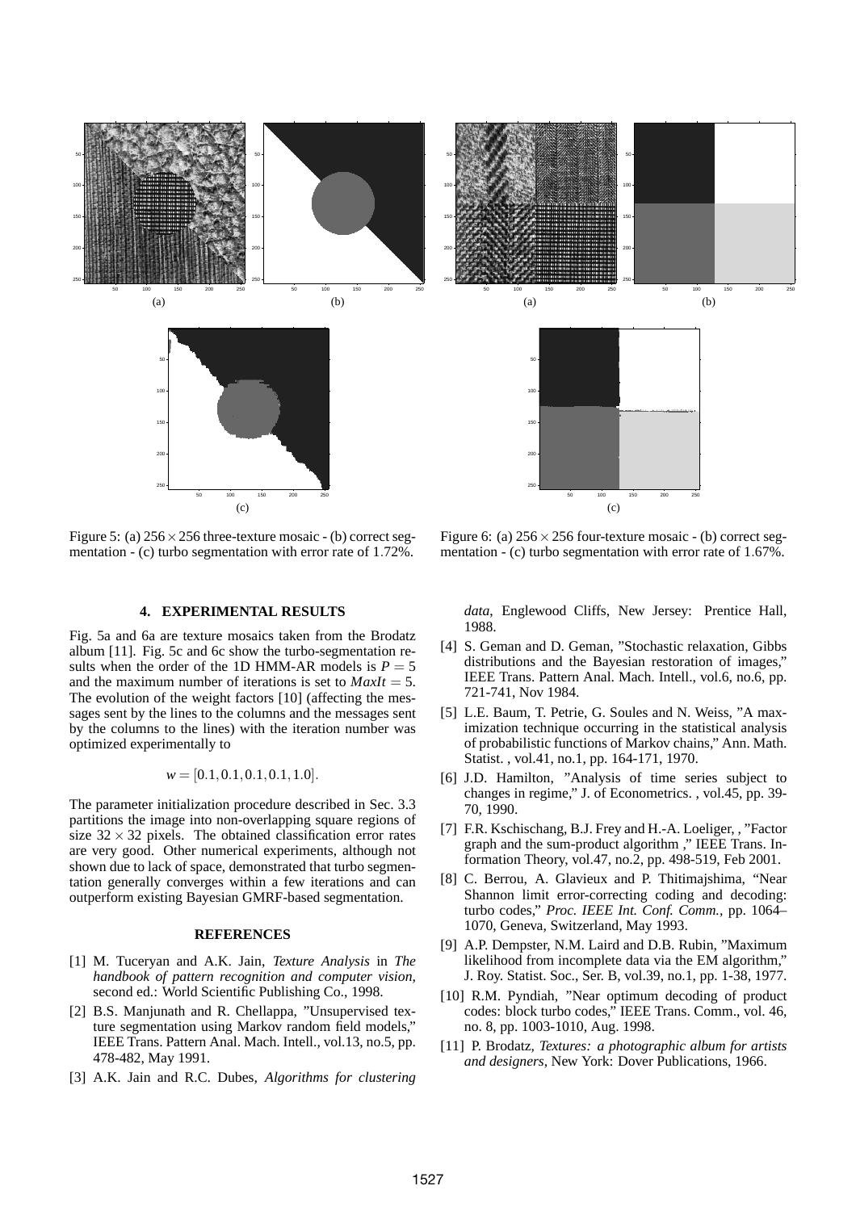Figure 5: (a) $256 \times 256$ three-texture mosaic - (b) correct segmentation - (c) turbo segmentation with error rate of 1.72%.

Figure 6: (a) $256 \times 256$ four-texture mosaic - (b) correct segmentation - (c) turbo segmentation with error rate of 1.67%.

## 4. EXPERIMENTAL RESULTS

Fig. 5a and 6a are texture mosaics taken from the Brodatz album [11]. Fig. 5c and 6c show the turbo-segmentation results when the order of the 1D HMM-AR models is $P = 5$ and the maximum number of iterations is set to $MaxIt = 5$. The evolution of the weight factors [10] (affecting the messages sent by the lines to the columns and the messages sent by the columns to the lines) with the iteration number was optimized experimentally to

$$w = [0.1, 0.1, 0.1, 0.1, 1.0].$$

The parameter initialization procedure described in Sec. 3.3 partitions the image into non-overlapping square regions of size $32 \times 32$ pixels. The obtained classification error rates are very good. Other numerical experiments, although not shown due to lack of space, demonstrated that turbo segmentation generally converges within a few iterations and can outperform existing Bayesian GMRF-based segmentation.

## REFERENCES

[1] M. Tuceryan and A.K. Jain, *Texture Analysis* in *The handbook of pattern recognition and computer vision*, second ed.: World Scientific Publishing Co., 1998.

[2] B.S. Manjunath and R. Chellappa, "Unsupervised texture segmentation using Markov random field models," IEEE Trans. Pattern Anal. Mach. Intell., vol.13, no.5, pp. 478-482, May 1991.

[3] A.K. Jain and R.C. Dubes, *Algorithms for clustering data*, Englewood Cliffs, New Jersey: Prentice Hall, 1988.

[4] S. Geman and D. Geman, "Stochastic relaxation, Gibbs distributions and the Bayesian restoration of images," IEEE Trans. Pattern Anal. Mach. Intell., vol.6, no.6, pp. 721-741, Nov 1984.

[5] L.E. Baum, T. Petrie, G. Soules and N. Weiss, "A maximization technique occurring in the statistical analysis of probabilistic functions of Markov chains," Ann. Math. Statist. , vol.41, no.1, pp. 164-171, 1970.

[6] J.D. Hamilton, "Analysis of time series subject to changes in regime," J. of Econometrics. , vol.45, pp. 39-70, 1990.

[7] F.R. Kschischang, B.J. Frey and H.-A. Loeliger, , "Factor graph and the sum-product algorithm ," IEEE Trans. Information Theory, vol.47, no.2, pp. 498-519, Feb 2001.

[8] C. Berrou, A. Glavieux and P. Thitimajshima, "Near Shannon limit error-correcting coding and decoding: turbo codes," *Proc. IEEE Int. Conf. Comm.*, pp. 1064–1070, Geneva, Switzerland, May 1993.

[9] A.P. Dempster, N.M. Laird and D.B. Rubin, "Maximum likelihood from incomplete data via the EM algorithm," J. Roy. Statist. Soc., Ser. B, vol.39, no.1, pp. 1-38, 1977.

[10] R.M. Pyndiah, "Near optimum decoding of product codes: block turbo codes," IEEE Trans. Comm., vol. 46, no. 8, pp. 1003-1010, Aug. 1998.

[11] P. Brodatz, *Textures: a photographic album for artists and designers*, New York: Dover Publications, 1966.